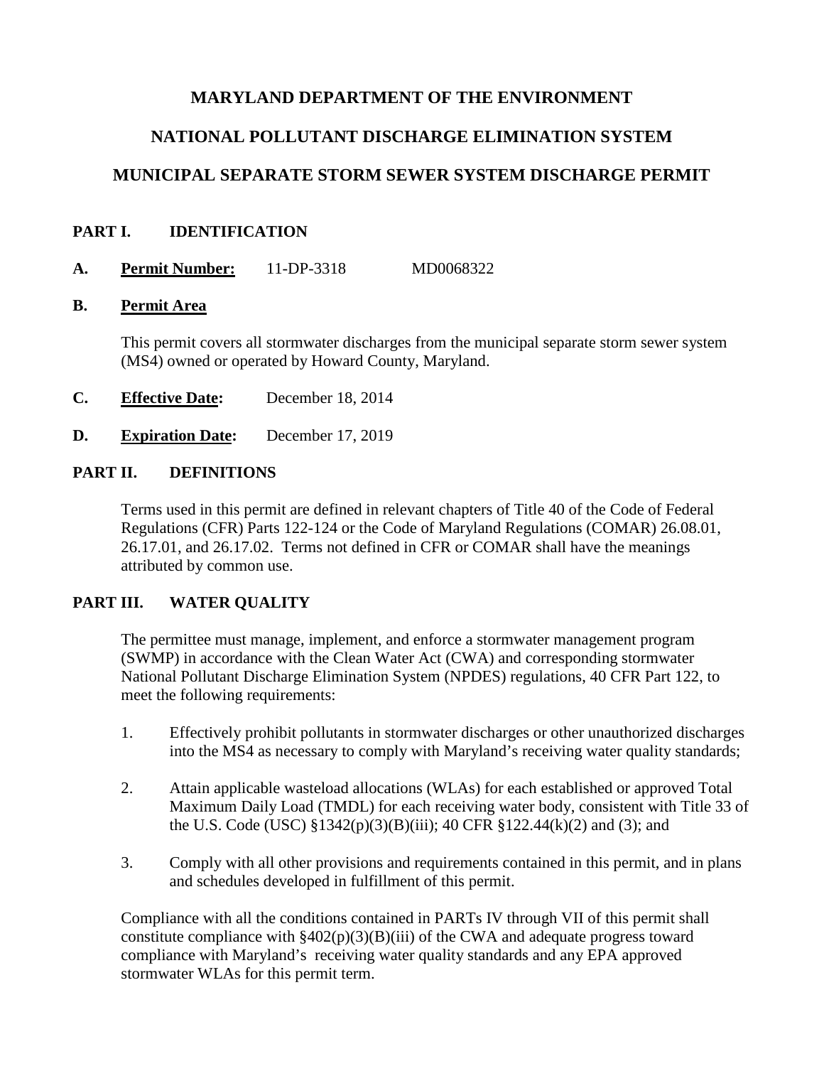# MARYLAND DEPARTMENT OF THE ENVIRONMENT

# NATIONAL POLLUTANT DISCHARGE ELIMINATION SYSTEM

# MUNICIPAL SEPARATE STORM SEWER SYSTEM DISCHARGE PERMIT

## PART I. IDENTIFICATION

**A. Permit Number:** 11-DP-3318 MD0068322

**B. Permit Area**

This permit covers all stormwater discharges from the municipal separate storm sewer system (MS4) owned or operated by Howard County, Maryland.

**C. Effective Date:** December 18, 2014

**D. Expiration Date:** December 17, 2019

## PART II. DEFINITIONS

Terms used in this permit are defined in relevant chapters of Title 40 of the Code of Federal Regulations (CFR) Parts 122-124 or the Code of Maryland Regulations (COMAR) 26.08.01, 26.17.01, and 26.17.02. Terms not defined in CFR or COMAR shall have the meanings attributed by common use.

## PART III. WATER QUALITY

The permittee must manage, implement, and enforce a stormwater management program (SWMP) in accordance with the Clean Water Act (CWA) and corresponding stormwater National Pollutant Discharge Elimination System (NPDES) regulations, 40 CFR Part 122, to meet the following requirements:

1. Effectively prohibit pollutants in stormwater discharges or other unauthorized discharges into the MS4 as necessary to comply with Maryland's receiving water quality standards;

2. Attain applicable wasteload allocations (WLAs) for each established or approved Total Maximum Daily Load (TMDL) for each receiving water body, consistent with Title 33 of the U.S. Code (USC) §1342(p)(3)(B)(iii); 40 CFR §122.44(k)(2) and (3); and

3. Comply with all other provisions and requirements contained in this permit, and in plans and schedules developed in fulfillment of this permit.

Compliance with all the conditions contained in PARTs IV through VII of this permit shall constitute compliance with §402(p)(3)(B)(iii) of the CWA and adequate progress toward compliance with Maryland's receiving water quality standards and any EPA approved stormwater WLAs for this permit term.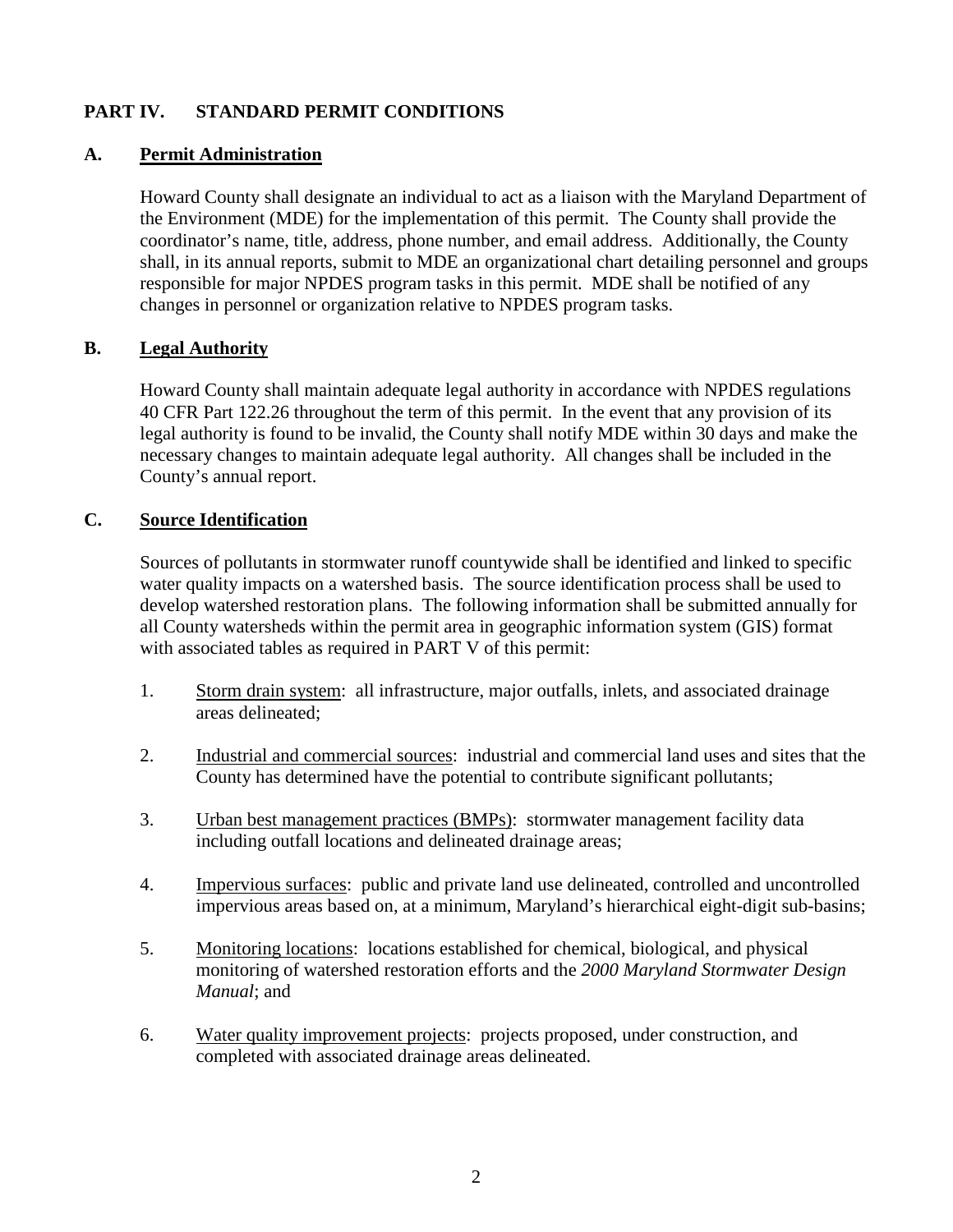## PART IV. STANDARD PERMIT CONDITIONS

### A. Permit Administration

Howard County shall designate an individual to act as a liaison with the Maryland Department of the Environment (MDE) for the implementation of this permit. The County shall provide the coordinator's name, title, address, phone number, and email address. Additionally, the County shall, in its annual reports, submit to MDE an organizational chart detailing personnel and groups responsible for major NPDES program tasks in this permit. MDE shall be notified of any changes in personnel or organization relative to NPDES program tasks.

### B. Legal Authority

Howard County shall maintain adequate legal authority in accordance with NPDES regulations 40 CFR Part 122.26 throughout the term of this permit. In the event that any provision of its legal authority is found to be invalid, the County shall notify MDE within 30 days and make the necessary changes to maintain adequate legal authority. All changes shall be included in the County's annual report.

### C. Source Identification

Sources of pollutants in stormwater runoff countywide shall be identified and linked to specific water quality impacts on a watershed basis. The source identification process shall be used to develop watershed restoration plans. The following information shall be submitted annually for all County watersheds within the permit area in geographic information system (GIS) format with associated tables as required in PART V of this permit:

1. Storm drain system: all infrastructure, major outfalls, inlets, and associated drainage areas delineated;

2. Industrial and commercial sources: industrial and commercial land uses and sites that the County has determined have the potential to contribute significant pollutants;

3. Urban best management practices (BMPs): stormwater management facility data including outfall locations and delineated drainage areas;

4. Impervious surfaces: public and private land use delineated, controlled and uncontrolled impervious areas based on, at a minimum, Maryland's hierarchical eight-digit sub-basins;

5. Monitoring locations: locations established for chemical, biological, and physical monitoring of watershed restoration efforts and the *2000 Maryland Stormwater Design Manual*; and

6. Water quality improvement projects: projects proposed, under construction, and completed with associated drainage areas delineated.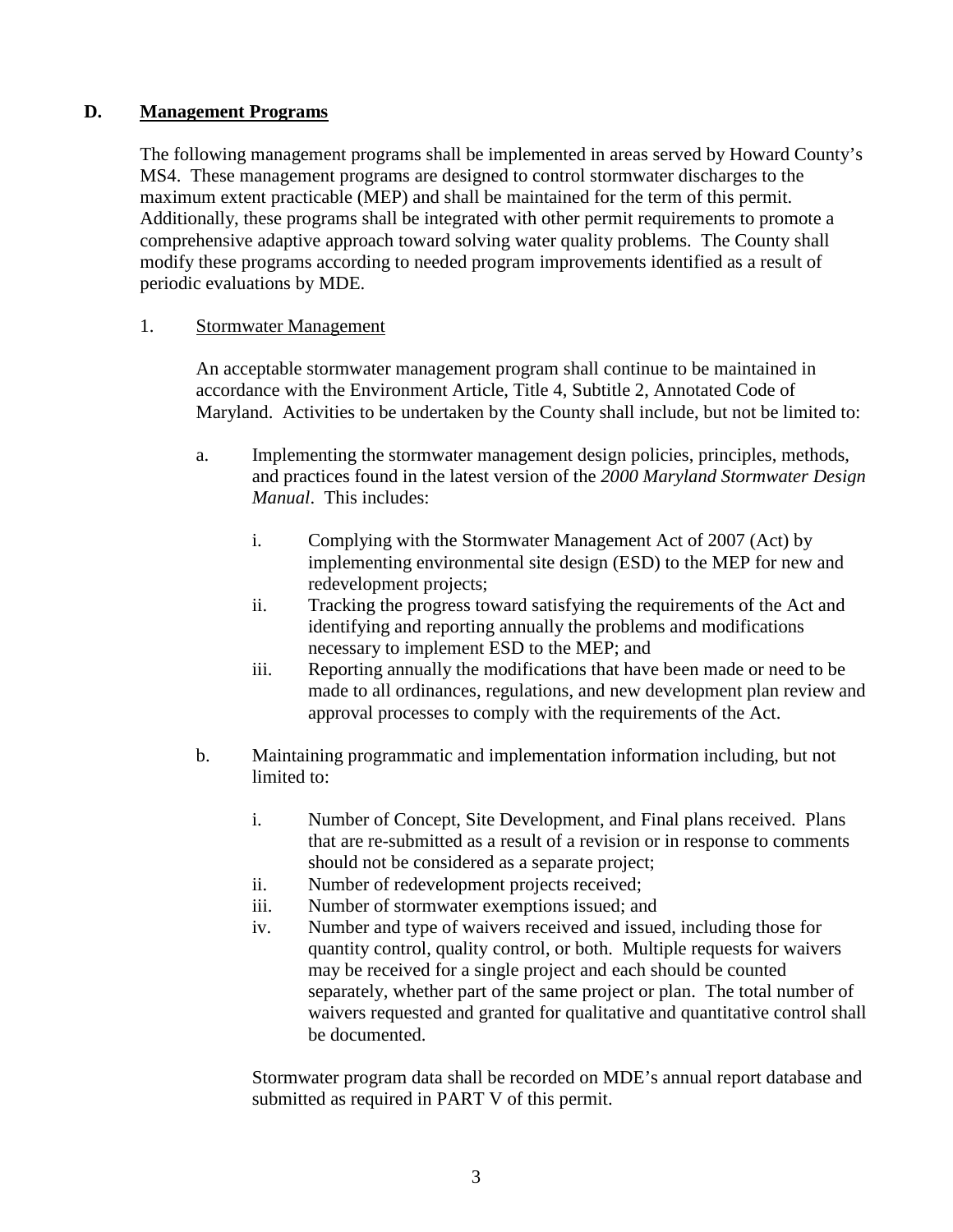## D. Management Programs

The following management programs shall be implemented in areas served by Howard County's MS4. These management programs are designed to control stormwater discharges to the maximum extent practicable (MEP) and shall be maintained for the term of this permit. Additionally, these programs shall be integrated with other permit requirements to promote a comprehensive adaptive approach toward solving water quality problems. The County shall modify these programs according to needed program improvements identified as a result of periodic evaluations by MDE.

1. Stormwater Management

   An acceptable stormwater management program shall continue to be maintained in accordance with the Environment Article, Title 4, Subtitle 2, Annotated Code of Maryland. Activities to be undertaken by the County shall include, but not be limited to:

   a. Implementing the stormwater management design policies, principles, methods, and practices found in the latest version of the *2000 Maryland Stormwater Design Manual*. This includes:

      i. Complying with the Stormwater Management Act of 2007 (Act) by implementing environmental site design (ESD) to the MEP for new and redevelopment projects;

      ii. Tracking the progress toward satisfying the requirements of the Act and identifying and reporting annually the problems and modifications necessary to implement ESD to the MEP; and

      iii. Reporting annually the modifications that have been made or need to be made to all ordinances, regulations, and new development plan review and approval processes to comply with the requirements of the Act.

   b. Maintaining programmatic and implementation information including, but not limited to:

      i. Number of Concept, Site Development, and Final plans received. Plans that are re-submitted as a result of a revision or in response to comments should not be considered as a separate project;

      ii. Number of redevelopment projects received;

      iii. Number of stormwater exemptions issued; and

      iv. Number and type of waivers received and issued, including those for quantity control, quality control, or both. Multiple requests for waivers may be received for a single project and each should be counted separately, whether part of the same project or plan. The total number of waivers requested and granted for qualitative and quantitative control shall be documented.

      Stormwater program data shall be recorded on MDE's annual report database and submitted as required in PART V of this permit.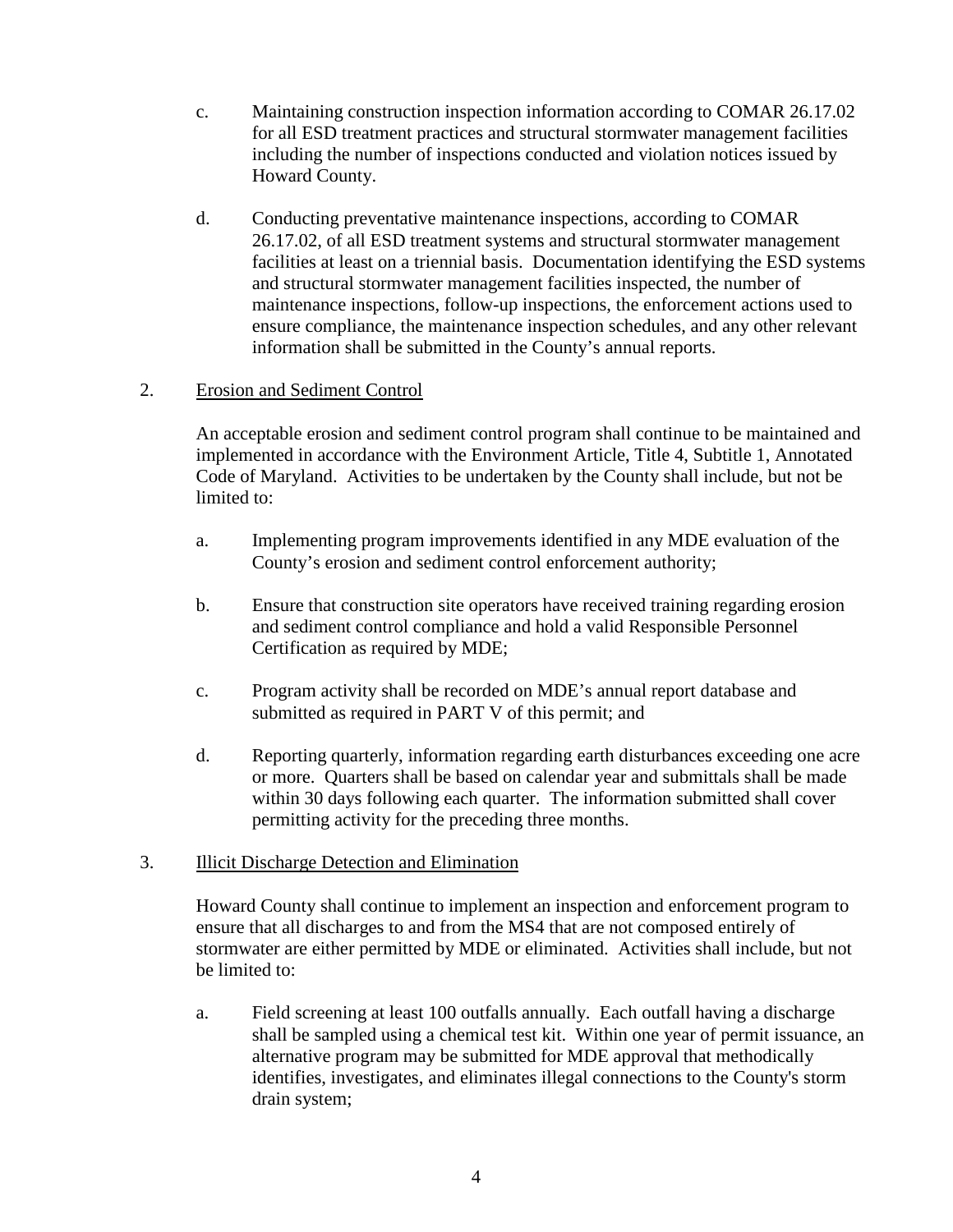c. Maintaining construction inspection information according to COMAR 26.17.02 for all ESD treatment practices and structural stormwater management facilities including the number of inspections conducted and violation notices issued by Howard County.

d. Conducting preventative maintenance inspections, according to COMAR 26.17.02, of all ESD treatment systems and structural stormwater management facilities at least on a triennial basis. Documentation identifying the ESD systems and structural stormwater management facilities inspected, the number of maintenance inspections, follow-up inspections, the enforcement actions used to ensure compliance, the maintenance inspection schedules, and any other relevant information shall be submitted in the County's annual reports.

2. <u>Erosion and Sediment Control</u>

An acceptable erosion and sediment control program shall continue to be maintained and implemented in accordance with the Environment Article, Title 4, Subtitle 1, Annotated Code of Maryland. Activities to be undertaken by the County shall include, but not be limited to:

a. Implementing program improvements identified in any MDE evaluation of the County's erosion and sediment control enforcement authority;

b. Ensure that construction site operators have received training regarding erosion and sediment control compliance and hold a valid Responsible Personnel Certification as required by MDE;

c. Program activity shall be recorded on MDE's annual report database and submitted as required in PART V of this permit; and

d. Reporting quarterly, information regarding earth disturbances exceeding one acre or more. Quarters shall be based on calendar year and submittals shall be made within 30 days following each quarter. The information submitted shall cover permitting activity for the preceding three months.

3. <u>Illicit Discharge Detection and Elimination</u>

Howard County shall continue to implement an inspection and enforcement program to ensure that all discharges to and from the MS4 that are not composed entirely of stormwater are either permitted by MDE or eliminated. Activities shall include, but not be limited to:

a. Field screening at least 100 outfalls annually. Each outfall having a discharge shall be sampled using a chemical test kit. Within one year of permit issuance, an alternative program may be submitted for MDE approval that methodically identifies, investigates, and eliminates illegal connections to the County's storm drain system;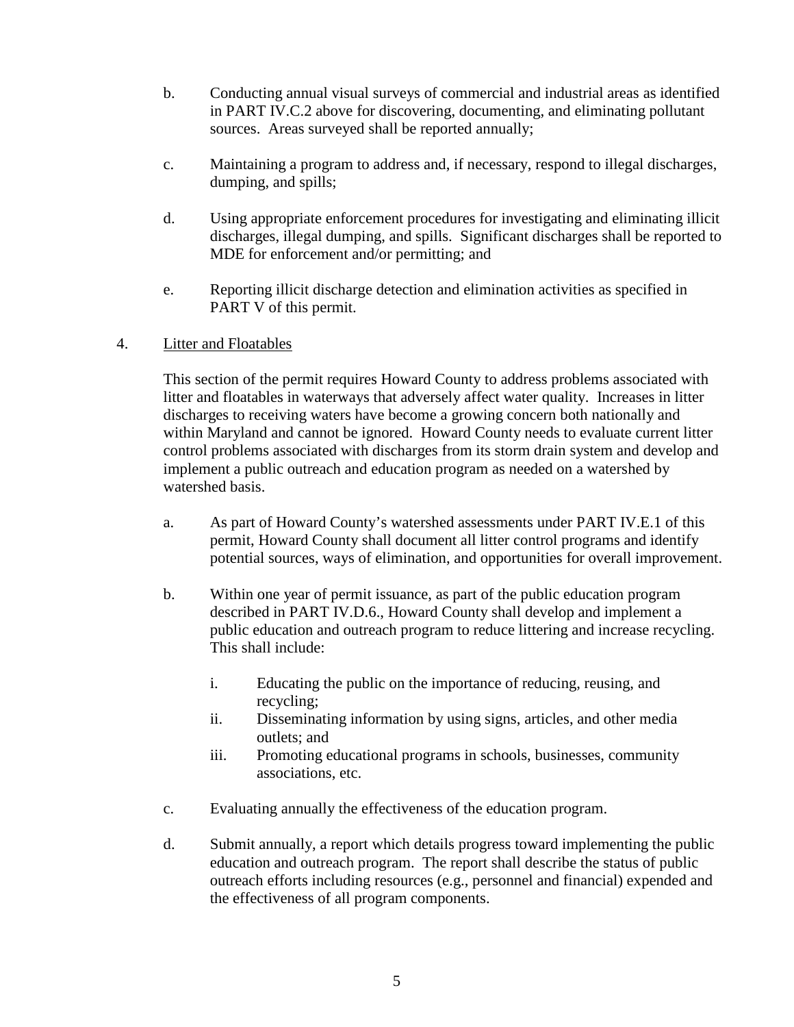b. Conducting annual visual surveys of commercial and industrial areas as identified in PART IV.C.2 above for discovering, documenting, and eliminating pollutant sources. Areas surveyed shall be reported annually;

c. Maintaining a program to address and, if necessary, respond to illegal discharges, dumping, and spills;

d. Using appropriate enforcement procedures for investigating and eliminating illicit discharges, illegal dumping, and spills. Significant discharges shall be reported to MDE for enforcement and/or permitting; and

e. Reporting illicit discharge detection and elimination activities as specified in PART V of this permit.

4. Litter and Floatables

This section of the permit requires Howard County to address problems associated with litter and floatables in waterways that adversely affect water quality. Increases in litter discharges to receiving waters have become a growing concern both nationally and within Maryland and cannot be ignored. Howard County needs to evaluate current litter control problems associated with discharges from its storm drain system and develop and implement a public outreach and education program as needed on a watershed by watershed basis.

a. As part of Howard County's watershed assessments under PART IV.E.1 of this permit, Howard County shall document all litter control programs and identify potential sources, ways of elimination, and opportunities for overall improvement.

b. Within one year of permit issuance, as part of the public education program described in PART IV.D.6., Howard County shall develop and implement a public education and outreach program to reduce littering and increase recycling. This shall include:

   i. Educating the public on the importance of reducing, reusing, and recycling;
   ii. Disseminating information by using signs, articles, and other media outlets; and
   iii. Promoting educational programs in schools, businesses, community associations, etc.

c. Evaluating annually the effectiveness of the education program.

d. Submit annually, a report which details progress toward implementing the public education and outreach program. The report shall describe the status of public outreach efforts including resources (e.g., personnel and financial) expended and the effectiveness of all program components.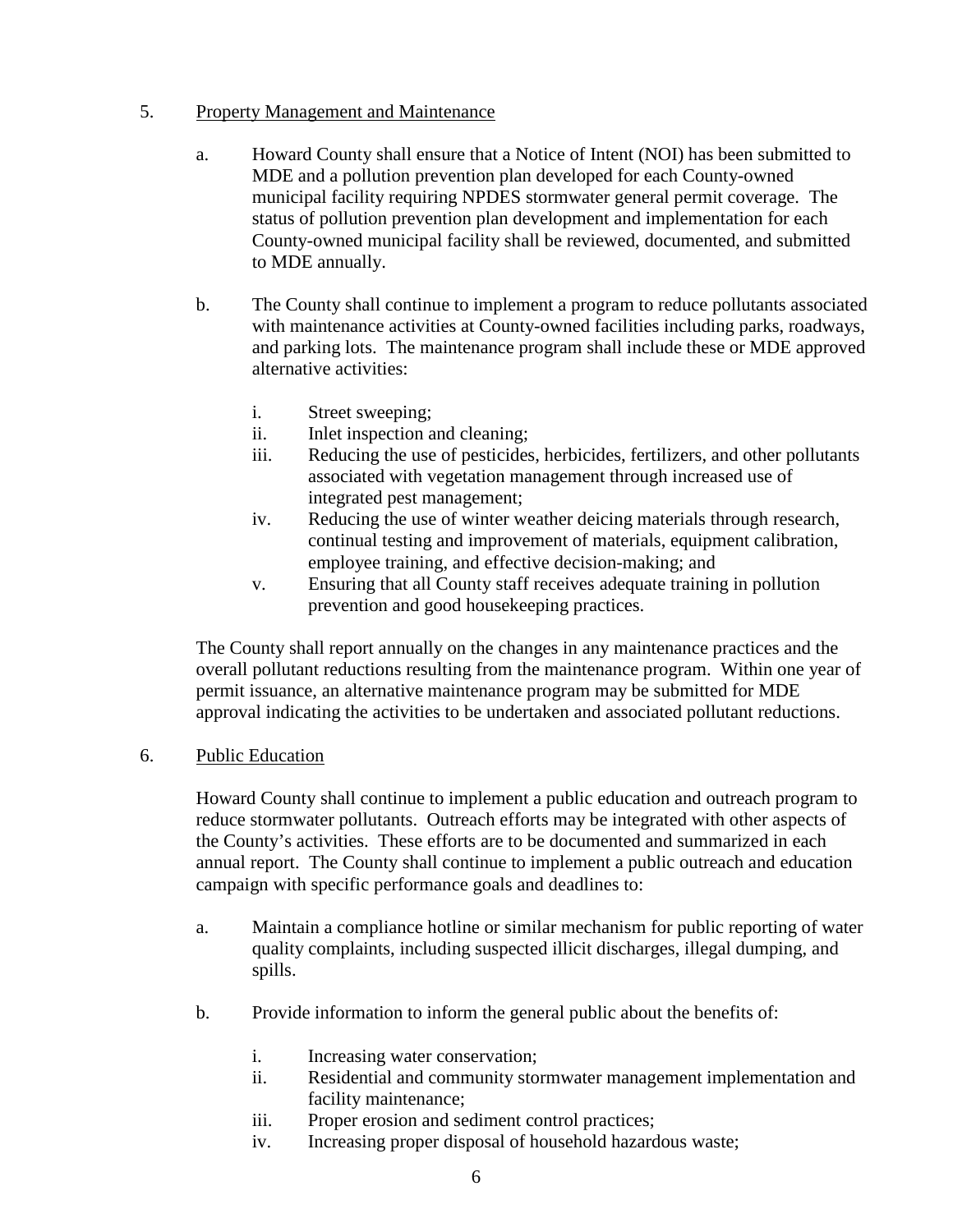5. Property Management and Maintenance

   a. Howard County shall ensure that a Notice of Intent (NOI) has been submitted to MDE and a pollution prevention plan developed for each County-owned municipal facility requiring NPDES stormwater general permit coverage. The status of pollution prevention plan development and implementation for each County-owned municipal facility shall be reviewed, documented, and submitted to MDE annually.

   b. The County shall continue to implement a program to reduce pollutants associated with maintenance activities at County-owned facilities including parks, roadways, and parking lots. The maintenance program shall include these or MDE approved alternative activities:

      i. Street sweeping;
      ii. Inlet inspection and cleaning;
      iii. Reducing the use of pesticides, herbicides, fertilizers, and other pollutants associated with vegetation management through increased use of integrated pest management;
      iv. Reducing the use of winter weather deicing materials through research, continual testing and improvement of materials, equipment calibration, employee training, and effective decision-making; and
      v. Ensuring that all County staff receives adequate training in pollution prevention and good housekeeping practices.

   The County shall report annually on the changes in any maintenance practices and the overall pollutant reductions resulting from the maintenance program. Within one year of permit issuance, an alternative maintenance program may be submitted for MDE approval indicating the activities to be undertaken and associated pollutant reductions.

6. Public Education

   Howard County shall continue to implement a public education and outreach program to reduce stormwater pollutants. Outreach efforts may be integrated with other aspects of the County's activities. These efforts are to be documented and summarized in each annual report. The County shall continue to implement a public outreach and education campaign with specific performance goals and deadlines to:

   a. Maintain a compliance hotline or similar mechanism for public reporting of water quality complaints, including suspected illicit discharges, illegal dumping, and spills.

   b. Provide information to inform the general public about the benefits of:

      i. Increasing water conservation;
      ii. Residential and community stormwater management implementation and facility maintenance;
      iii. Proper erosion and sediment control practices;
      iv. Increasing proper disposal of household hazardous waste;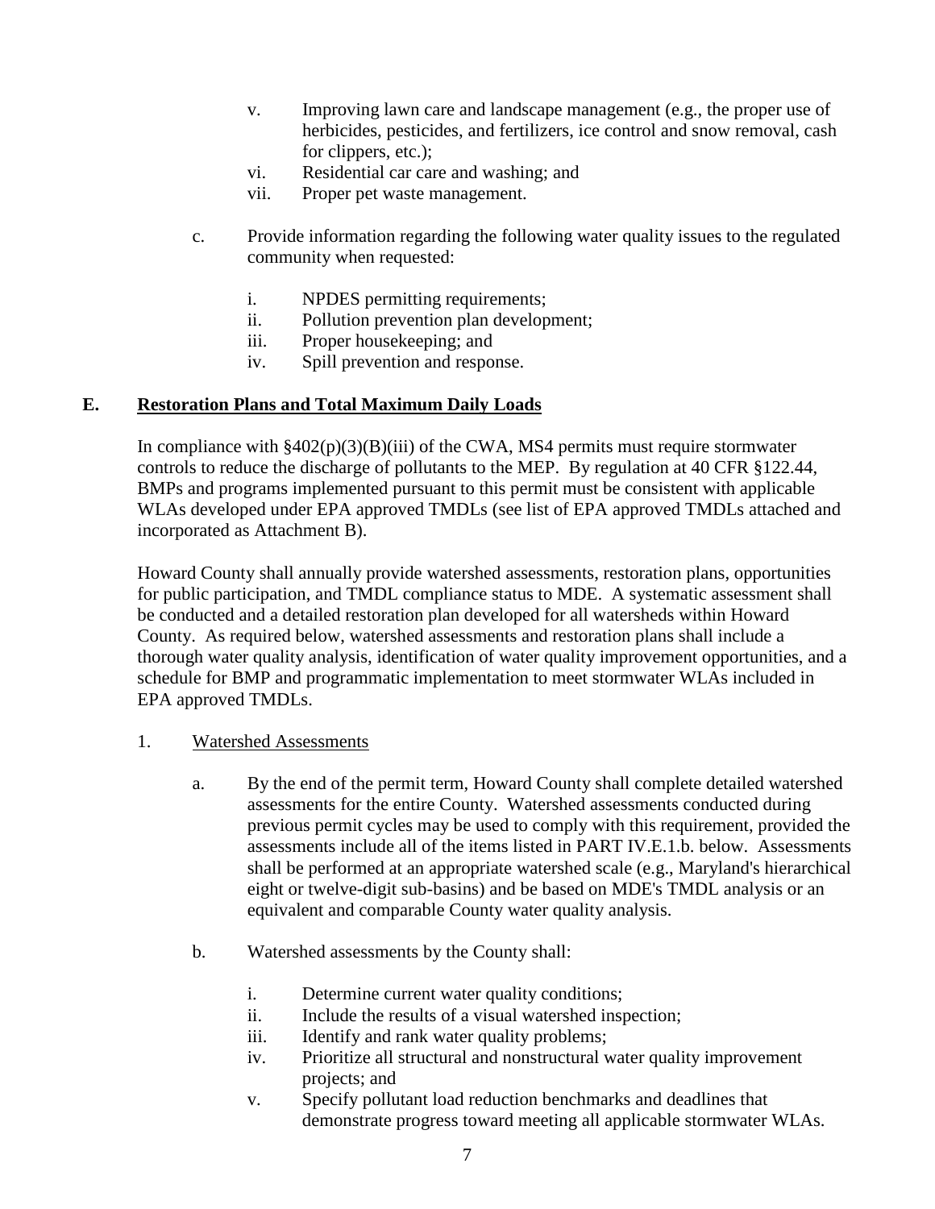v. Improving lawn care and landscape management (e.g., the proper use of herbicides, pesticides, and fertilizers, ice control and snow removal, cash for clippers, etc.);
vi. Residential car care and washing; and
vii. Proper pet waste management.

c. Provide information regarding the following water quality issues to the regulated community when requested:

i. NPDES permitting requirements;
ii. Pollution prevention plan development;
iii. Proper housekeeping; and
iv. Spill prevention and response.

## E. Restoration Plans and Total Maximum Daily Loads

In compliance with §402(p)(3)(B)(iii) of the CWA, MS4 permits must require stormwater controls to reduce the discharge of pollutants to the MEP. By regulation at 40 CFR §122.44, BMPs and programs implemented pursuant to this permit must be consistent with applicable WLAs developed under EPA approved TMDLs (see list of EPA approved TMDLs attached and incorporated as Attachment B).

Howard County shall annually provide watershed assessments, restoration plans, opportunities for public participation, and TMDL compliance status to MDE. A systematic assessment shall be conducted and a detailed restoration plan developed for all watersheds within Howard County. As required below, watershed assessments and restoration plans shall include a thorough water quality analysis, identification of water quality improvement opportunities, and a schedule for BMP and programmatic implementation to meet stormwater WLAs included in EPA approved TMDLs.

1. Watershed Assessments

a. By the end of the permit term, Howard County shall complete detailed watershed assessments for the entire County. Watershed assessments conducted during previous permit cycles may be used to comply with this requirement, provided the assessments include all of the items listed in PART IV.E.1.b. below. Assessments shall be performed at an appropriate watershed scale (e.g., Maryland's hierarchical eight or twelve-digit sub-basins) and be based on MDE's TMDL analysis or an equivalent and comparable County water quality analysis.

b. Watershed assessments by the County shall:

i. Determine current water quality conditions;
ii. Include the results of a visual watershed inspection;
iii. Identify and rank water quality problems;
iv. Prioritize all structural and nonstructural water quality improvement projects; and
v. Specify pollutant load reduction benchmarks and deadlines that demonstrate progress toward meeting all applicable stormwater WLAs.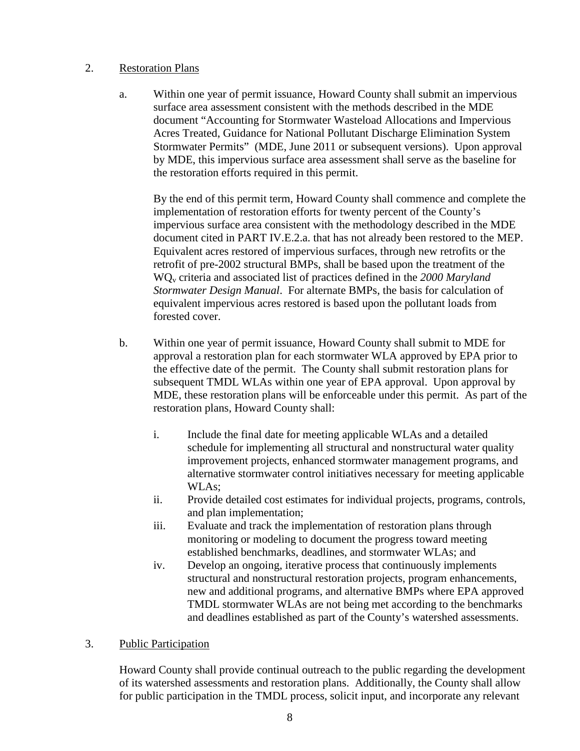2. <u>Restoration Plans</u>

a. Within one year of permit issuance, Howard County shall submit an impervious surface area assessment consistent with the methods described in the MDE document "Accounting for Stormwater Wasteload Allocations and Impervious Acres Treated, Guidance for National Pollutant Discharge Elimination System Stormwater Permits" (MDE, June 2011 or subsequent versions). Upon approval by MDE, this impervious surface area assessment shall serve as the baseline for the restoration efforts required in this permit.

By the end of this permit term, Howard County shall commence and complete the implementation of restoration efforts for twenty percent of the County's impervious surface area consistent with the methodology described in the MDE document cited in PART IV.E.2.a. that has not already been restored to the MEP. Equivalent acres restored of impervious surfaces, through new retrofits or the retrofit of pre-2002 structural BMPs, shall be based upon the treatment of the $WQ_v$ criteria and associated list of practices defined in the *2000 Maryland Stormwater Design Manual*. For alternate BMPs, the basis for calculation of equivalent impervious acres restored is based upon the pollutant loads from forested cover.

b. Within one year of permit issuance, Howard County shall submit to MDE for approval a restoration plan for each stormwater WLA approved by EPA prior to the effective date of the permit. The County shall submit restoration plans for subsequent TMDL WLAs within one year of EPA approval. Upon approval by MDE, these restoration plans will be enforceable under this permit. As part of the restoration plans, Howard County shall:

   i. Include the final date for meeting applicable WLAs and a detailed schedule for implementing all structural and nonstructural water quality improvement projects, enhanced stormwater management programs, and alternative stormwater control initiatives necessary for meeting applicable WLAs;

   ii. Provide detailed cost estimates for individual projects, programs, controls, and plan implementation;

   iii. Evaluate and track the implementation of restoration plans through monitoring or modeling to document the progress toward meeting established benchmarks, deadlines, and stormwater WLAs; and

   iv. Develop an ongoing, iterative process that continuously implements structural and nonstructural restoration projects, program enhancements, new and additional programs, and alternative BMPs where EPA approved TMDL stormwater WLAs are not being met according to the benchmarks and deadlines established as part of the County's watershed assessments.

3. <u>Public Participation</u>

Howard County shall provide continual outreach to the public regarding the development of its watershed assessments and restoration plans. Additionally, the County shall allow for public participation in the TMDL process, solicit input, and incorporate any relevant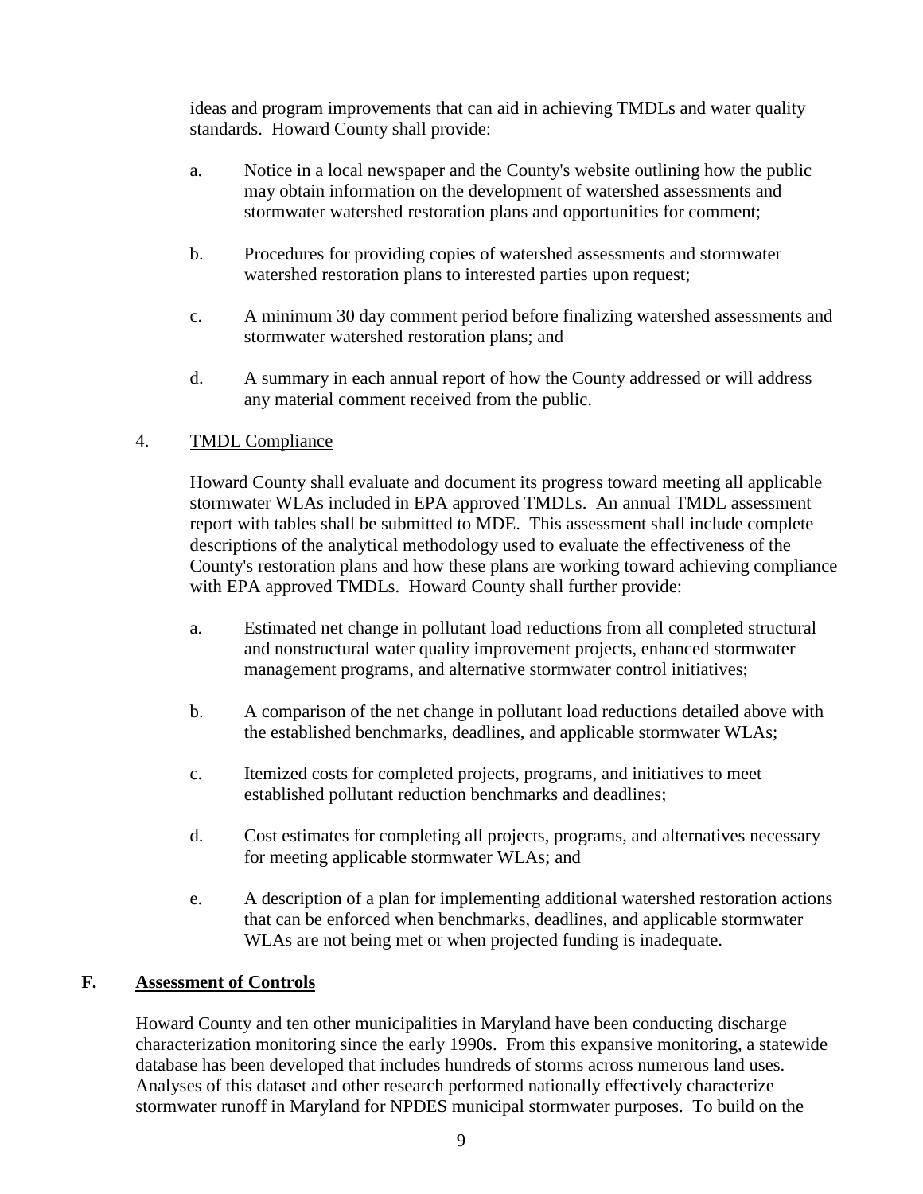ideas and program improvements that can aid in achieving TMDLs and water quality standards. Howard County shall provide:

a. Notice in a local newspaper and the County's website outlining how the public may obtain information on the development of watershed assessments and stormwater watershed restoration plans and opportunities for comment;

b. Procedures for providing copies of watershed assessments and stormwater watershed restoration plans to interested parties upon request;

c. A minimum 30 day comment period before finalizing watershed assessments and stormwater watershed restoration plans; and

d. A summary in each annual report of how the County addressed or will address any material comment received from the public.

4. <u>TMDL Compliance</u>

Howard County shall evaluate and document its progress toward meeting all applicable stormwater WLAs included in EPA approved TMDLs. An annual TMDL assessment report with tables shall be submitted to MDE. This assessment shall include complete descriptions of the analytical methodology used to evaluate the effectiveness of the County's restoration plans and how these plans are working toward achieving compliance with EPA approved TMDLs. Howard County shall further provide:

a. Estimated net change in pollutant load reductions from all completed structural and nonstructural water quality improvement projects, enhanced stormwater management programs, and alternative stormwater control initiatives;

b. A comparison of the net change in pollutant load reductions detailed above with the established benchmarks, deadlines, and applicable stormwater WLAs;

c. Itemized costs for completed projects, programs, and initiatives to meet established pollutant reduction benchmarks and deadlines;

d. Cost estimates for completing all projects, programs, and alternatives necessary for meeting applicable stormwater WLAs; and

e. A description of a plan for implementing additional watershed restoration actions that can be enforced when benchmarks, deadlines, and applicable stormwater WLAs are not being met or when projected funding is inadequate.

## F. <u>Assessment of Controls</u>

Howard County and ten other municipalities in Maryland have been conducting discharge characterization monitoring since the early 1990s. From this expansive monitoring, a statewide database has been developed that includes hundreds of storms across numerous land uses. Analyses of this dataset and other research performed nationally effectively characterize stormwater runoff in Maryland for NPDES municipal stormwater purposes. To build on the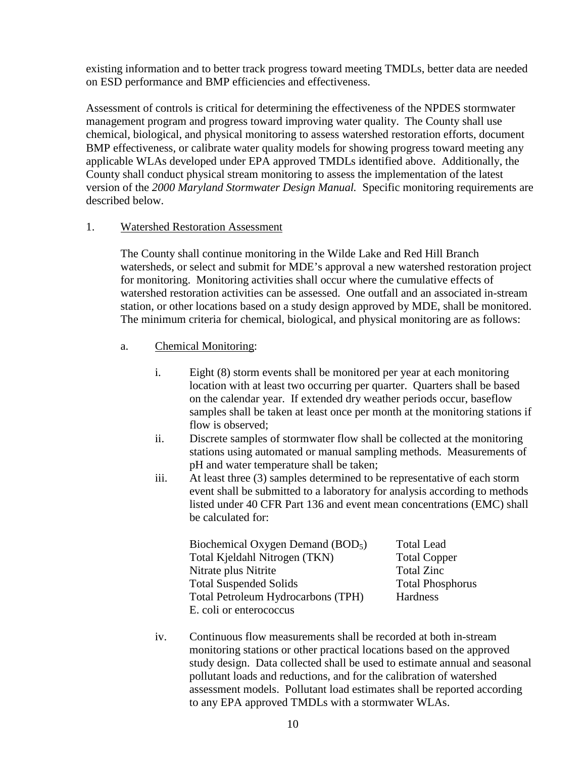existing information and to better track progress toward meeting TMDLs, better data are needed on ESD performance and BMP efficiencies and effectiveness.

Assessment of controls is critical for determining the effectiveness of the NPDES stormwater management program and progress toward improving water quality. The County shall use chemical, biological, and physical monitoring to assess watershed restoration efforts, document BMP effectiveness, or calibrate water quality models for showing progress toward meeting any applicable WLAs developed under EPA approved TMDLs identified above. Additionally, the County shall conduct physical stream monitoring to assess the implementation of the latest version of the *2000 Maryland Stormwater Design Manual.* Specific monitoring requirements are described below.

1. Watershed Restoration Assessment

   The County shall continue monitoring in the Wilde Lake and Red Hill Branch watersheds, or select and submit for MDE's approval a new watershed restoration project for monitoring. Monitoring activities shall occur where the cumulative effects of watershed restoration activities can be assessed. One outfall and an associated in-stream station, or other locations based on a study design approved by MDE, shall be monitored. The minimum criteria for chemical, biological, and physical monitoring are as follows:

   a. Chemical Monitoring:

      i. Eight (8) storm events shall be monitored per year at each monitoring location with at least two occurring per quarter. Quarters shall be based on the calendar year. If extended dry weather periods occur, baseflow samples shall be taken at least once per month at the monitoring stations if flow is observed;

      ii. Discrete samples of stormwater flow shall be collected at the monitoring stations using automated or manual sampling methods. Measurements of pH and water temperature shall be taken;

      iii. At least three (3) samples determined to be representative of each storm event shall be submitted to a laboratory for analysis according to methods listed under 40 CFR Part 136 and event mean concentrations (EMC) shall be calculated for:

      | | |
      |---|---|
      | Biochemical Oxygen Demand ($BOD_5$) | Total Lead |
      | Total Kjeldahl Nitrogen (TKN) | Total Copper |
      | Nitrate plus Nitrite | Total Zinc |
      | Total Suspended Solids | Total Phosphorus |
      | Total Petroleum Hydrocarbons (TPH) | Hardness |
      | E. coli or enterococcus | |

      iv. Continuous flow measurements shall be recorded at both in-stream monitoring stations or other practical locations based on the approved study design. Data collected shall be used to estimate annual and seasonal pollutant loads and reductions, and for the calibration of watershed assessment models. Pollutant load estimates shall be reported according to any EPA approved TMDLs with a stormwater WLAs.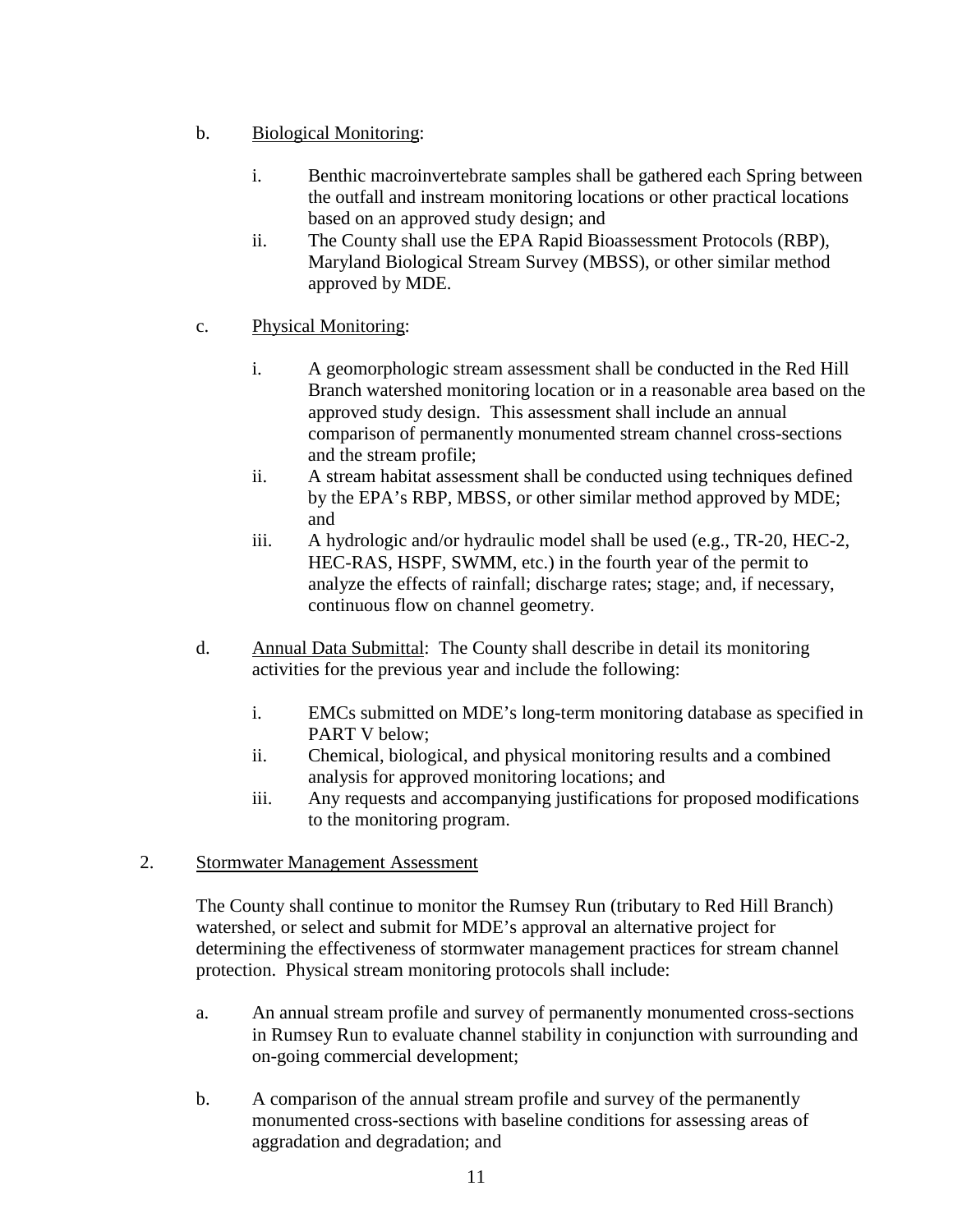b. <u>Biological Monitoring</u>:

   i. Benthic macroinvertebrate samples shall be gathered each Spring between the outfall and instream monitoring locations or other practical locations based on an approved study design; and
   ii. The County shall use the EPA Rapid Bioassessment Protocols (RBP), Maryland Biological Stream Survey (MBSS), or other similar method approved by MDE.

c. <u>Physical Monitoring</u>:

   i. A geomorphologic stream assessment shall be conducted in the Red Hill Branch watershed monitoring location or in a reasonable area based on the approved study design. This assessment shall include an annual comparison of permanently monumented stream channel cross-sections and the stream profile;
   ii. A stream habitat assessment shall be conducted using techniques defined by the EPA's RBP, MBSS, or other similar method approved by MDE; and
   iii. A hydrologic and/or hydraulic model shall be used (e.g., TR-20, HEC-2, HEC-RAS, HSPF, SWMM, etc.) in the fourth year of the permit to analyze the effects of rainfall; discharge rates; stage; and, if necessary, continuous flow on channel geometry.

d. <u>Annual Data Submittal</u>: The County shall describe in detail its monitoring activities for the previous year and include the following:

   i. EMCs submitted on MDE's long-term monitoring database as specified in PART V below;
   ii. Chemical, biological, and physical monitoring results and a combined analysis for approved monitoring locations; and
   iii. Any requests and accompanying justifications for proposed modifications to the monitoring program.

2. <u>Stormwater Management Assessment</u>

The County shall continue to monitor the Rumsey Run (tributary to Red Hill Branch) watershed, or select and submit for MDE's approval an alternative project for determining the effectiveness of stormwater management practices for stream channel protection. Physical stream monitoring protocols shall include:

a. An annual stream profile and survey of permanently monumented cross-sections in Rumsey Run to evaluate channel stability in conjunction with surrounding and on-going commercial development;

b. A comparison of the annual stream profile and survey of the permanently monumented cross-sections with baseline conditions for assessing areas of aggradation and degradation; and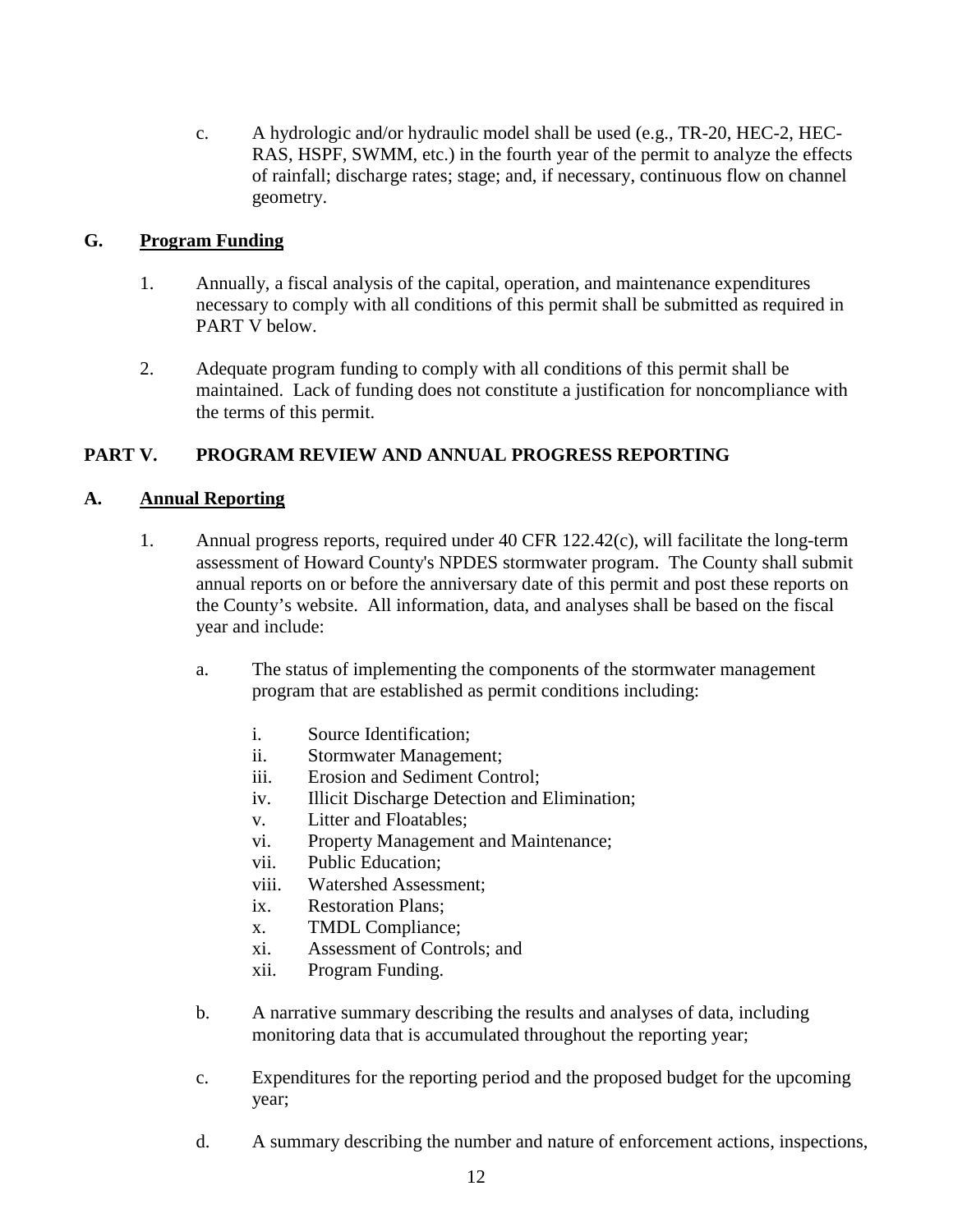c. A hydrologic and/or hydraulic model shall be used (e.g., TR-20, HEC-2, HEC-RAS, HSPF, SWMM, etc.) in the fourth year of the permit to analyze the effects of rainfall; discharge rates; stage; and, if necessary, continuous flow on channel geometry.

## G. Program Funding

1. Annually, a fiscal analysis of the capital, operation, and maintenance expenditures necessary to comply with all conditions of this permit shall be submitted as required in PART V below.

2. Adequate program funding to comply with all conditions of this permit shall be maintained. Lack of funding does not constitute a justification for noncompliance with the terms of this permit.

# PART V. PROGRAM REVIEW AND ANNUAL PROGRESS REPORTING

## A. Annual Reporting

1. Annual progress reports, required under 40 CFR 122.42(c), will facilitate the long-term assessment of Howard County's NPDES stormwater program. The County shall submit annual reports on or before the anniversary date of this permit and post these reports on the County's website. All information, data, and analyses shall be based on the fiscal year and include:

   a. The status of implementing the components of the stormwater management program that are established as permit conditions including:

      i. Source Identification;
      ii. Stormwater Management;
      iii. Erosion and Sediment Control;
      iv. Illicit Discharge Detection and Elimination;
      v. Litter and Floatables;
      vi. Property Management and Maintenance;
      vii. Public Education;
      viii. Watershed Assessment;
      ix. Restoration Plans;
      x. TMDL Compliance;
      xi. Assessment of Controls; and
      xii. Program Funding.

   b. A narrative summary describing the results and analyses of data, including monitoring data that is accumulated throughout the reporting year;

   c. Expenditures for the reporting period and the proposed budget for the upcoming year;

   d. A summary describing the number and nature of enforcement actions, inspections,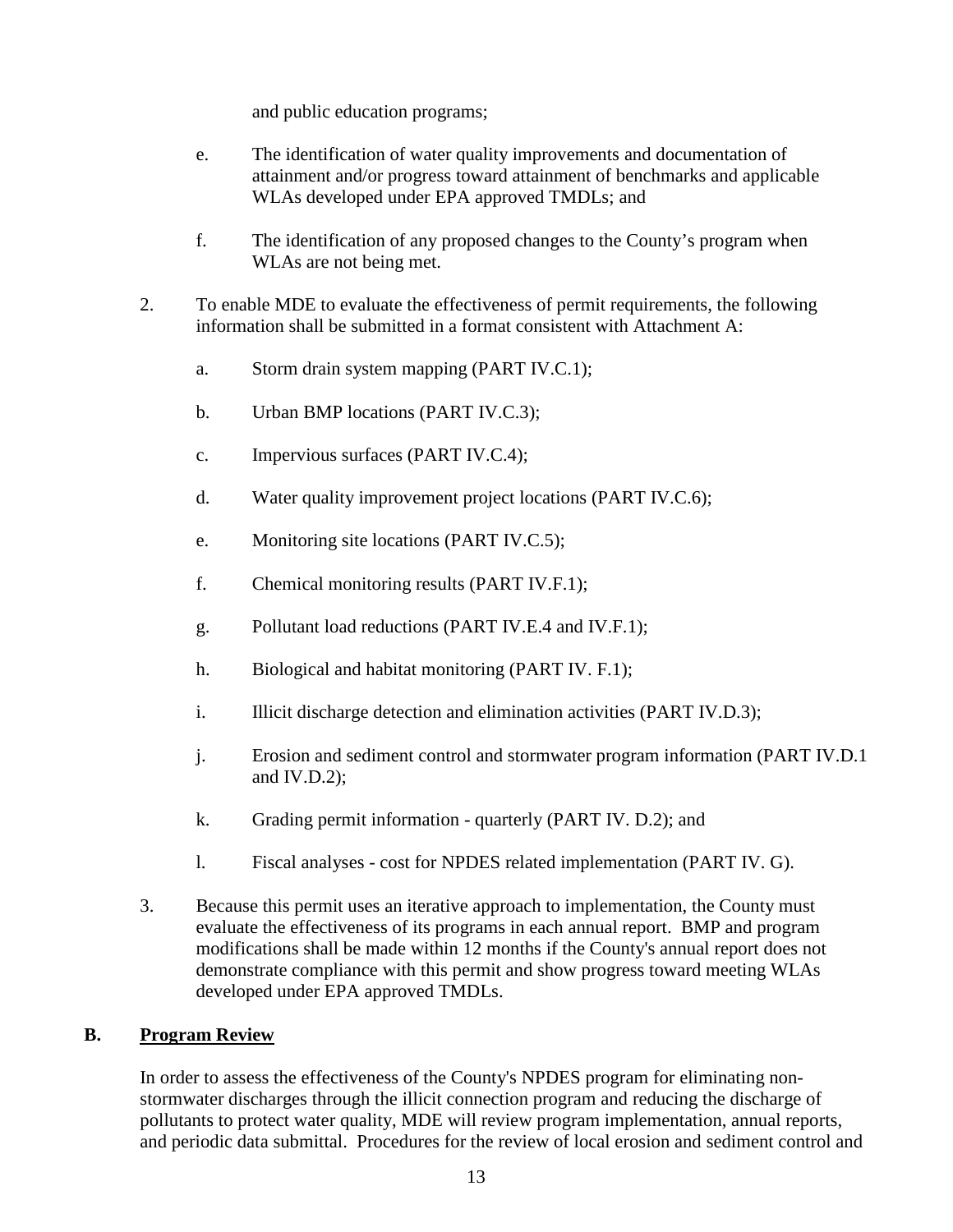and public education programs;

e. The identification of water quality improvements and documentation of attainment and/or progress toward attainment of benchmarks and applicable WLAs developed under EPA approved TMDLs; and

f. The identification of any proposed changes to the County's program when WLAs are not being met.

2. To enable MDE to evaluate the effectiveness of permit requirements, the following information shall be submitted in a format consistent with Attachment A:

   a. Storm drain system mapping (PART IV.C.1);

   b. Urban BMP locations (PART IV.C.3);

   c. Impervious surfaces (PART IV.C.4);

   d. Water quality improvement project locations (PART IV.C.6);

   e. Monitoring site locations (PART IV.C.5);

   f. Chemical monitoring results (PART IV.F.1);

   g. Pollutant load reductions (PART IV.E.4 and IV.F.1);

   h. Biological and habitat monitoring (PART IV. F.1);

   i. Illicit discharge detection and elimination activities (PART IV.D.3);

   j. Erosion and sediment control and stormwater program information (PART IV.D.1 and IV.D.2);

   k. Grading permit information - quarterly (PART IV. D.2); and

   l. Fiscal analyses - cost for NPDES related implementation (PART IV. G).

3. Because this permit uses an iterative approach to implementation, the County must evaluate the effectiveness of its programs in each annual report. BMP and program modifications shall be made within 12 months if the County's annual report does not demonstrate compliance with this permit and show progress toward meeting WLAs developed under EPA approved TMDLs.

## B. Program Review

In order to assess the effectiveness of the County's NPDES program for eliminating non-stormwater discharges through the illicit connection program and reducing the discharge of pollutants to protect water quality, MDE will review program implementation, annual reports, and periodic data submittal. Procedures for the review of local erosion and sediment control and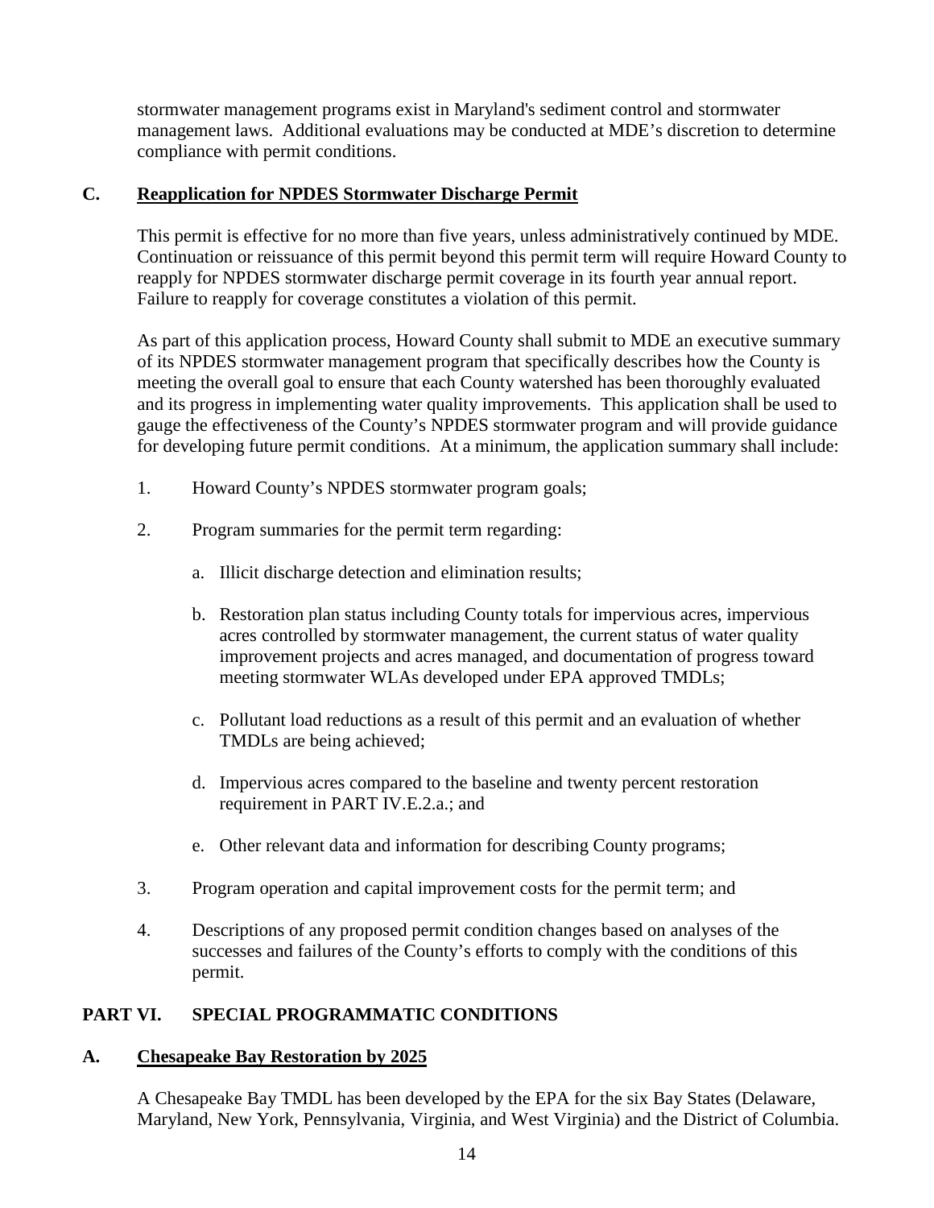stormwater management programs exist in Maryland's sediment control and stormwater management laws. Additional evaluations may be conducted at MDE's discretion to determine compliance with permit conditions.

### C. Reapplication for NPDES Stormwater Discharge Permit

This permit is effective for no more than five years, unless administratively continued by MDE. Continuation or reissuance of this permit beyond this permit term will require Howard County to reapply for NPDES stormwater discharge permit coverage in its fourth year annual report. Failure to reapply for coverage constitutes a violation of this permit.

As part of this application process, Howard County shall submit to MDE an executive summary of its NPDES stormwater management program that specifically describes how the County is meeting the overall goal to ensure that each County watershed has been thoroughly evaluated and its progress in implementing water quality improvements. This application shall be used to gauge the effectiveness of the County's NPDES stormwater program and will provide guidance for developing future permit conditions. At a minimum, the application summary shall include:

1. Howard County's NPDES stormwater program goals;

2. Program summaries for the permit term regarding:

   a. Illicit discharge detection and elimination results;

   b. Restoration plan status including County totals for impervious acres, impervious acres controlled by stormwater management, the current status of water quality improvement projects and acres managed, and documentation of progress toward meeting stormwater WLAs developed under EPA approved TMDLs;

   c. Pollutant load reductions as a result of this permit and an evaluation of whether TMDLs are being achieved;

   d. Impervious acres compared to the baseline and twenty percent restoration requirement in PART IV.E.2.a.; and

   e. Other relevant data and information for describing County programs;

3. Program operation and capital improvement costs for the permit term; and

4. Descriptions of any proposed permit condition changes based on analyses of the successes and failures of the County's efforts to comply with the conditions of this permit.

## PART VI. SPECIAL PROGRAMMATIC CONDITIONS

### A. Chesapeake Bay Restoration by 2025

A Chesapeake Bay TMDL has been developed by the EPA for the six Bay States (Delaware, Maryland, New York, Pennsylvania, Virginia, and West Virginia) and the District of Columbia.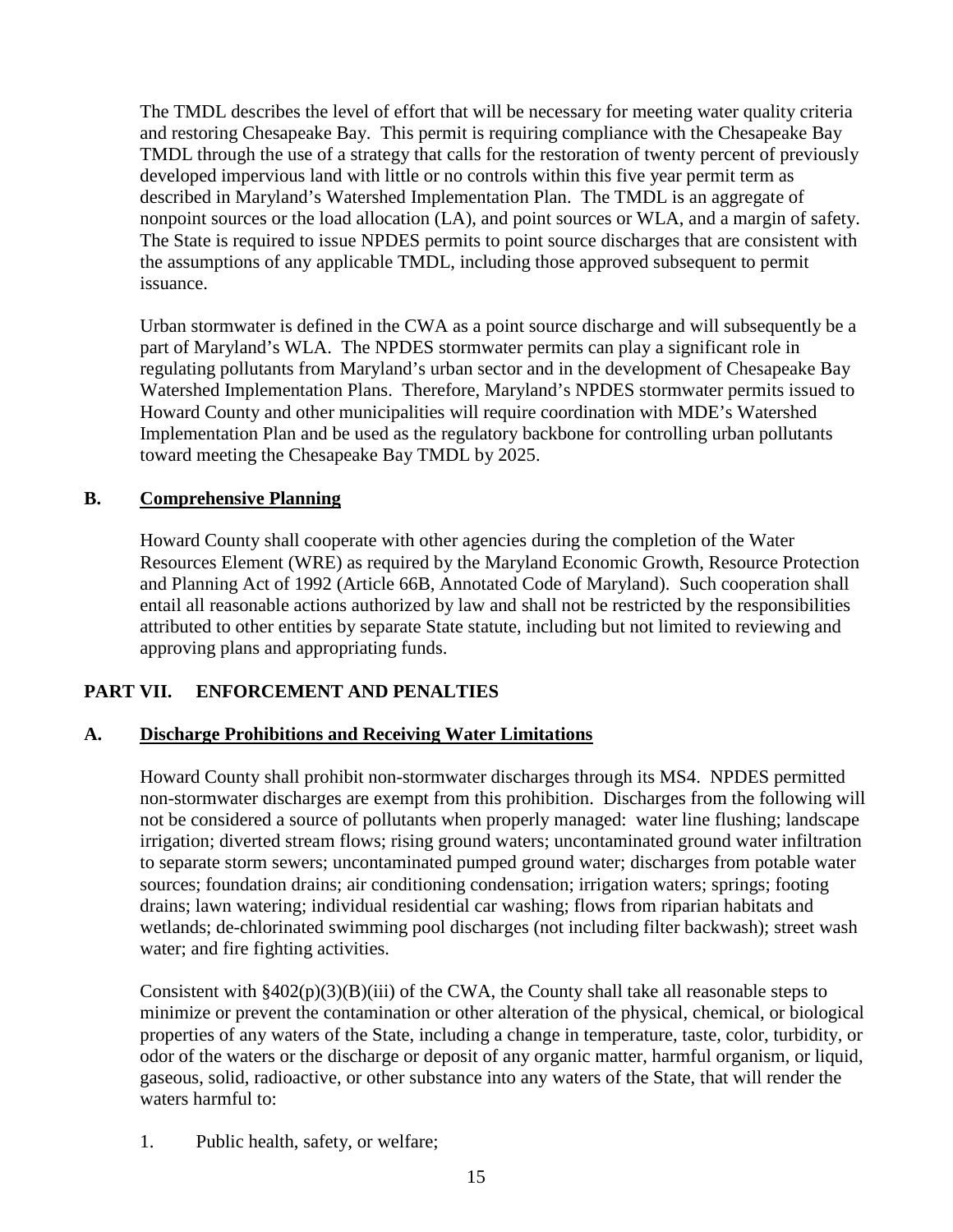The TMDL describes the level of effort that will be necessary for meeting water quality criteria and restoring Chesapeake Bay. This permit is requiring compliance with the Chesapeake Bay TMDL through the use of a strategy that calls for the restoration of twenty percent of previously developed impervious land with little or no controls within this five year permit term as described in Maryland's Watershed Implementation Plan. The TMDL is an aggregate of nonpoint sources or the load allocation (LA), and point sources or WLA, and a margin of safety. The State is required to issue NPDES permits to point source discharges that are consistent with the assumptions of any applicable TMDL, including those approved subsequent to permit issuance.

Urban stormwater is defined in the CWA as a point source discharge and will subsequently be a part of Maryland's WLA. The NPDES stormwater permits can play a significant role in regulating pollutants from Maryland's urban sector and in the development of Chesapeake Bay Watershed Implementation Plans. Therefore, Maryland's NPDES stormwater permits issued to Howard County and other municipalities will require coordination with MDE's Watershed Implementation Plan and be used as the regulatory backbone for controlling urban pollutants toward meeting the Chesapeake Bay TMDL by 2025.

### B. Comprehensive Planning

Howard County shall cooperate with other agencies during the completion of the Water Resources Element (WRE) as required by the Maryland Economic Growth, Resource Protection and Planning Act of 1992 (Article 66B, Annotated Code of Maryland). Such cooperation shall entail all reasonable actions authorized by law and shall not be restricted by the responsibilities attributed to other entities by separate State statute, including but not limited to reviewing and approving plans and appropriating funds.

## PART VII. ENFORCEMENT AND PENALTIES

### A. Discharge Prohibitions and Receiving Water Limitations

Howard County shall prohibit non-stormwater discharges through its MS4. NPDES permitted non-stormwater discharges are exempt from this prohibition. Discharges from the following will not be considered a source of pollutants when properly managed: water line flushing; landscape irrigation; diverted stream flows; rising ground waters; uncontaminated ground water infiltration to separate storm sewers; uncontaminated pumped ground water; discharges from potable water sources; foundation drains; air conditioning condensation; irrigation waters; springs; footing drains; lawn watering; individual residential car washing; flows from riparian habitats and wetlands; de-chlorinated swimming pool discharges (not including filter backwash); street wash water; and fire fighting activities.

Consistent with §402(p)(3)(B)(iii) of the CWA, the County shall take all reasonable steps to minimize or prevent the contamination or other alteration of the physical, chemical, or biological properties of any waters of the State, including a change in temperature, taste, color, turbidity, or odor of the waters or the discharge or deposit of any organic matter, harmful organism, or liquid, gaseous, solid, radioactive, or other substance into any waters of the State, that will render the waters harmful to:

1. Public health, safety, or welfare;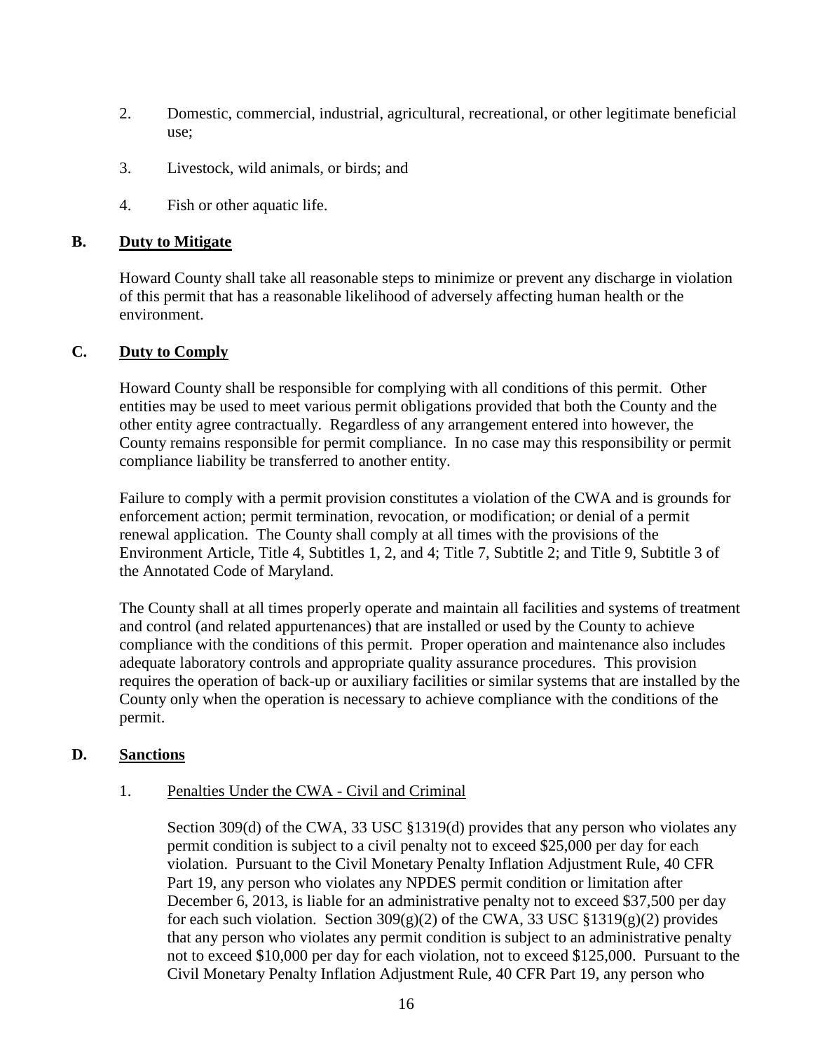2. Domestic, commercial, industrial, agricultural, recreational, or other legitimate beneficial use;

3. Livestock, wild animals, or birds; and

4. Fish or other aquatic life.

## B. Duty to Mitigate

Howard County shall take all reasonable steps to minimize or prevent any discharge in violation of this permit that has a reasonable likelihood of adversely affecting human health or the environment.

## C. Duty to Comply

Howard County shall be responsible for complying with all conditions of this permit. Other entities may be used to meet various permit obligations provided that both the County and the other entity agree contractually. Regardless of any arrangement entered into however, the County remains responsible for permit compliance. In no case may this responsibility or permit compliance liability be transferred to another entity.

Failure to comply with a permit provision constitutes a violation of the CWA and is grounds for enforcement action; permit termination, revocation, or modification; or denial of a permit renewal application. The County shall comply at all times with the provisions of the Environment Article, Title 4, Subtitles 1, 2, and 4; Title 7, Subtitle 2; and Title 9, Subtitle 3 of the Annotated Code of Maryland.

The County shall at all times properly operate and maintain all facilities and systems of treatment and control (and related appurtenances) that are installed or used by the County to achieve compliance with the conditions of this permit. Proper operation and maintenance also includes adequate laboratory controls and appropriate quality assurance procedures. This provision requires the operation of back-up or auxiliary facilities or similar systems that are installed by the County only when the operation is necessary to achieve compliance with the conditions of the permit.

## D. Sanctions

1. Penalties Under the CWA - Civil and Criminal

Section 309(d) of the CWA, 33 USC §1319(d) provides that any person who violates any permit condition is subject to a civil penalty not to exceed $25,000 per day for each violation. Pursuant to the Civil Monetary Penalty Inflation Adjustment Rule, 40 CFR Part 19, any person who violates any NPDES permit condition or limitation after December 6, 2013, is liable for an administrative penalty not to exceed $37,500 per day for each such violation. Section 309(g)(2) of the CWA, 33 USC §1319(g)(2) provides that any person who violates any permit condition is subject to an administrative penalty not to exceed $10,000 per day for each violation, not to exceed $125,000. Pursuant to the Civil Monetary Penalty Inflation Adjustment Rule, 40 CFR Part 19, any person who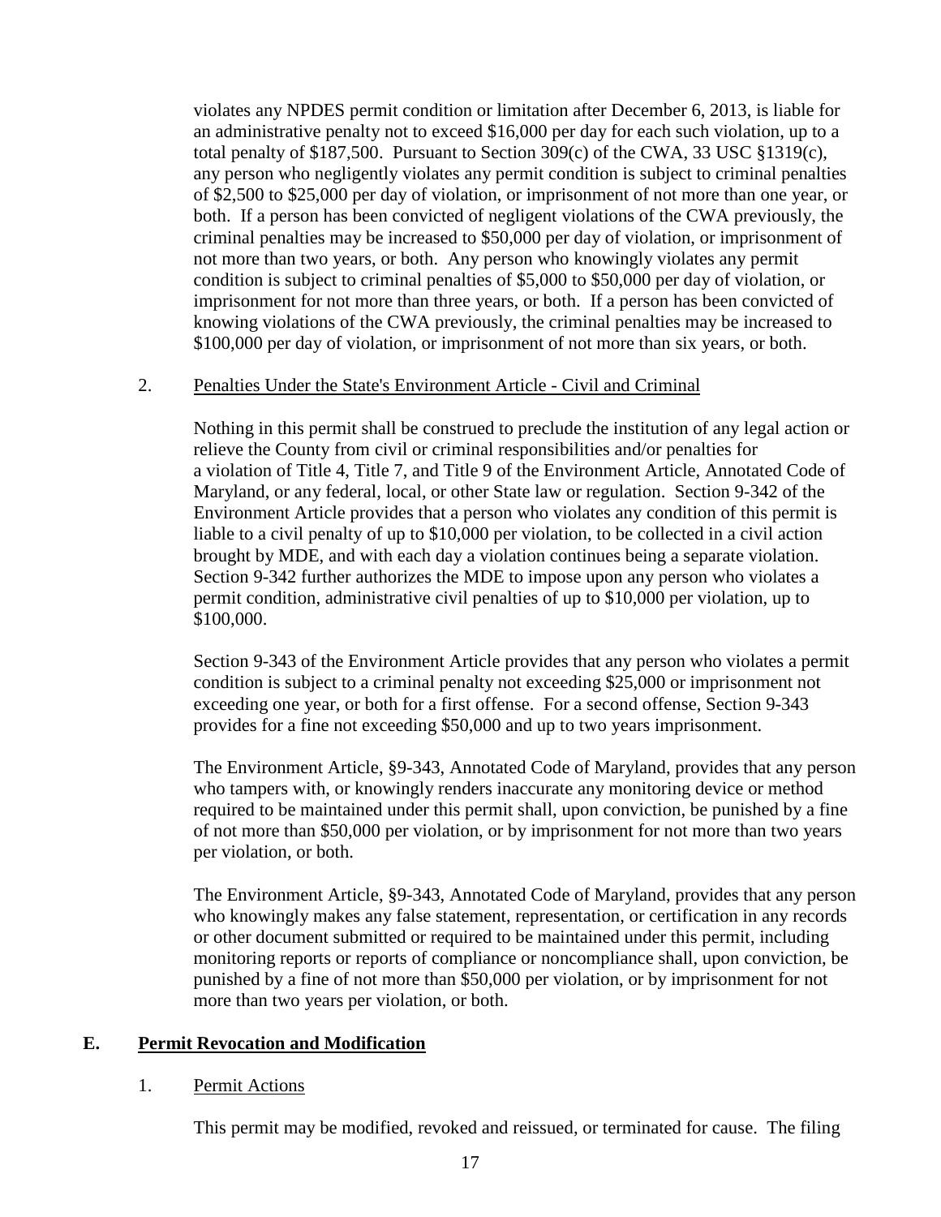violates any NPDES permit condition or limitation after December 6, 2013, is liable for an administrative penalty not to exceed $16,000 per day for each such violation, up to a total penalty of $187,500. Pursuant to Section 309(c) of the CWA, 33 USC §1319(c), any person who negligently violates any permit condition is subject to criminal penalties of $2,500 to $25,000 per day of violation, or imprisonment of not more than one year, or both. If a person has been convicted of negligent violations of the CWA previously, the criminal penalties may be increased to $50,000 per day of violation, or imprisonment of not more than two years, or both. Any person who knowingly violates any permit condition is subject to criminal penalties of $5,000 to $50,000 per day of violation, or imprisonment for not more than three years, or both. If a person has been convicted of knowing violations of the CWA previously, the criminal penalties may be increased to $100,000 per day of violation, or imprisonment of not more than six years, or both.

2. Penalties Under the State's Environment Article - Civil and Criminal

Nothing in this permit shall be construed to preclude the institution of any legal action or relieve the County from civil or criminal responsibilities and/or penalties for a violation of Title 4, Title 7, and Title 9 of the Environment Article, Annotated Code of Maryland, or any federal, local, or other State law or regulation. Section 9-342 of the Environment Article provides that a person who violates any condition of this permit is liable to a civil penalty of up to $10,000 per violation, to be collected in a civil action brought by MDE, and with each day a violation continues being a separate violation. Section 9-342 further authorizes the MDE to impose upon any person who violates a permit condition, administrative civil penalties of up to $10,000 per violation, up to $100,000.

Section 9-343 of the Environment Article provides that any person who violates a permit condition is subject to a criminal penalty not exceeding $25,000 or imprisonment not exceeding one year, or both for a first offense. For a second offense, Section 9-343 provides for a fine not exceeding $50,000 and up to two years imprisonment.

The Environment Article, §9-343, Annotated Code of Maryland, provides that any person who tampers with, or knowingly renders inaccurate any monitoring device or method required to be maintained under this permit shall, upon conviction, be punished by a fine of not more than $50,000 per violation, or by imprisonment for not more than two years per violation, or both.

The Environment Article, §9-343, Annotated Code of Maryland, provides that any person who knowingly makes any false statement, representation, or certification in any records or other document submitted or required to be maintained under this permit, including monitoring reports or reports of compliance or noncompliance shall, upon conviction, be punished by a fine of not more than $50,000 per violation, or by imprisonment for not more than two years per violation, or both.

## E. Permit Revocation and Modification

1. Permit Actions

This permit may be modified, revoked and reissued, or terminated for cause. The filing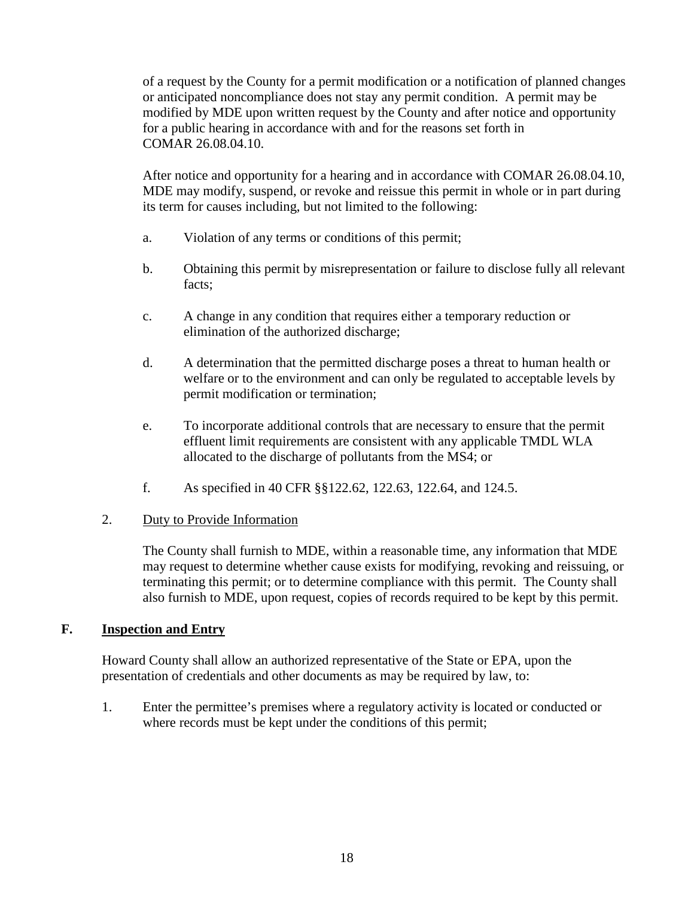of a request by the County for a permit modification or a notification of planned changes or anticipated noncompliance does not stay any permit condition. A permit may be modified by MDE upon written request by the County and after notice and opportunity for a public hearing in accordance with and for the reasons set forth in COMAR 26.08.04.10.

After notice and opportunity for a hearing and in accordance with COMAR 26.08.04.10, MDE may modify, suspend, or revoke and reissue this permit in whole or in part during its term for causes including, but not limited to the following:

a. Violation of any terms or conditions of this permit;

b. Obtaining this permit by misrepresentation or failure to disclose fully all relevant facts;

c. A change in any condition that requires either a temporary reduction or elimination of the authorized discharge;

d. A determination that the permitted discharge poses a threat to human health or welfare or to the environment and can only be regulated to acceptable levels by permit modification or termination;

e. To incorporate additional controls that are necessary to ensure that the permit effluent limit requirements are consistent with any applicable TMDL WLA allocated to the discharge of pollutants from the MS4; or

f. As specified in 40 CFR §§122.62, 122.63, 122.64, and 124.5.

2. Duty to Provide Information

The County shall furnish to MDE, within a reasonable time, any information that MDE may request to determine whether cause exists for modifying, revoking and reissuing, or terminating this permit; or to determine compliance with this permit. The County shall also furnish to MDE, upon request, copies of records required to be kept by this permit.

## F. Inspection and Entry

Howard County shall allow an authorized representative of the State or EPA, upon the presentation of credentials and other documents as may be required by law, to:

1. Enter the permittee's premises where a regulatory activity is located or conducted or where records must be kept under the conditions of this permit;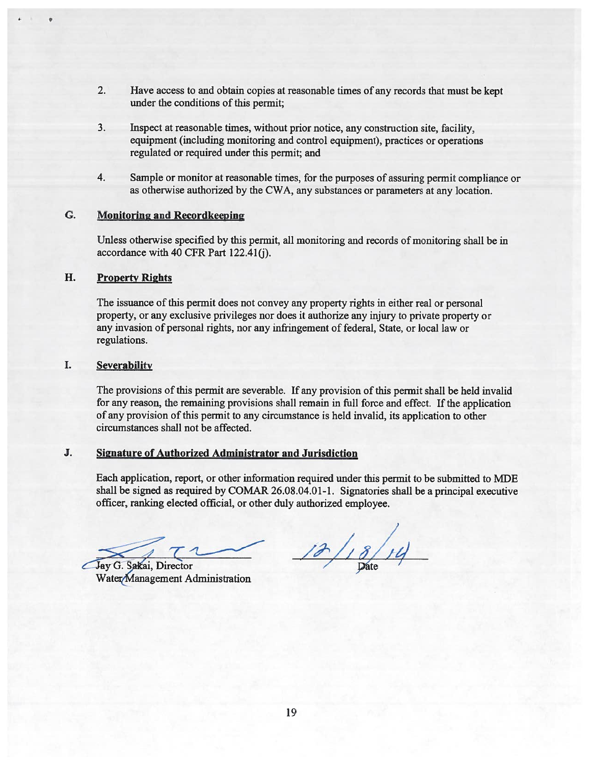2. Have access to and obtain copies at reasonable times of any records that must be kept under the conditions of this permit;

3. Inspect at reasonable times, without prior notice, any construction site, facility, equipment (including monitoring and control equipment), practices or operations regulated or required under this permit; and

4. Sample or monitor at reasonable times, for the purposes of assuring permit compliance or as otherwise authorized by the CWA, any substances or parameters at any location.

## G. Monitoring and Recordkeeping

Unless otherwise specified by this permit, all monitoring and records of monitoring shall be in accordance with 40 CFR Part 122.41(j).

## H. Property Rights

The issuance of this permit does not convey any property rights in either real or personal property, or any exclusive privileges nor does it authorize any injury to private property or any invasion of personal rights, nor any infringement of federal, State, or local law or regulations.

## I. Severability

The provisions of this permit are severable. If any provision of this permit shall be held invalid for any reason, the remaining provisions shall remain in full force and effect. If the application of any provision of this permit to any circumstance is held invalid, its application to other circumstances shall not be affected.

## J. Signature of Authorized Administrator and Jurisdiction

Each application, report, or other information required under this permit to be submitted to MDE shall be signed as required by COMAR 26.08.04.01-1. Signatories shall be a principal executive officer, ranking elected official, or other duly authorized employee.

Jay G. Sakai, Director
Water Management Administration

12/18/14
Date